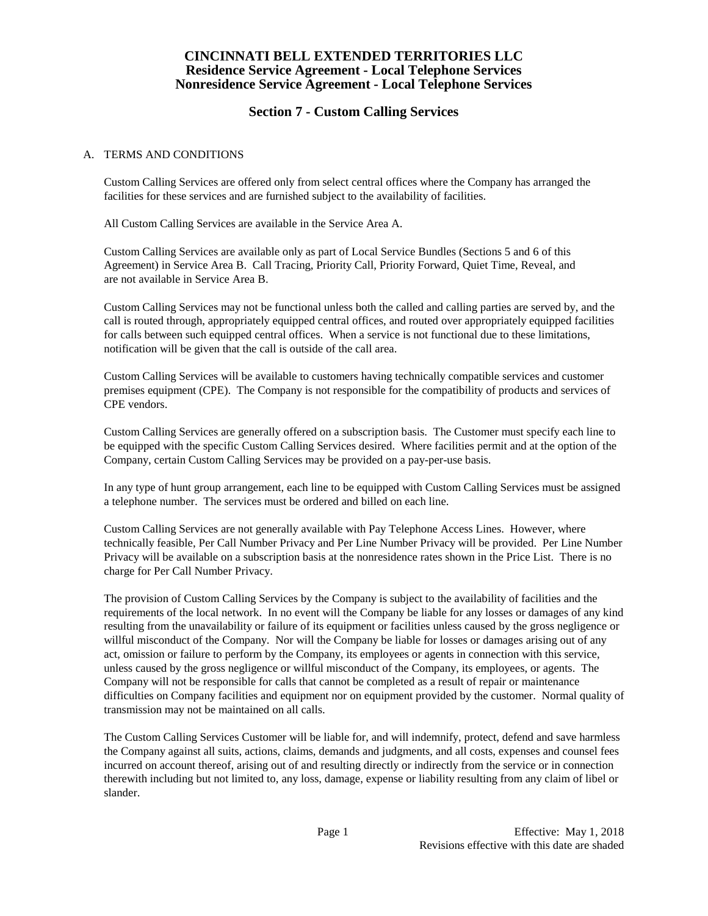# CINCINNATI BELL EXTENDED TERRITORIES LLC
## Residence Service Agreement - Local Telephone Services
## Nonresidence Service Agreement - Local Telephone Services

## Section 7 - Custom Calling Services

A. TERMS AND CONDITIONS

Custom Calling Services are offered only from select central offices where the Company has arranged the facilities for these services and are furnished subject to the availability of facilities.

All Custom Calling Services are available in the Service Area A.

Custom Calling Services are available only as part of Local Service Bundles (Sections 5 and 6 of this Agreement) in Service Area B. Call Tracing, Priority Call, Priority Forward, Quiet Time, Reveal, and are not available in Service Area B.

Custom Calling Services may not be functional unless both the called and calling parties are served by, and the call is routed through, appropriately equipped central offices, and routed over appropriately equipped facilities for calls between such equipped central offices. When a service is not functional due to these limitations, notification will be given that the call is outside of the call area.

Custom Calling Services will be available to customers having technically compatible services and customer premises equipment (CPE). The Company is not responsible for the compatibility of products and services of CPE vendors.

Custom Calling Services are generally offered on a subscription basis. The Customer must specify each line to be equipped with the specific Custom Calling Services desired. Where facilities permit and at the option of the Company, certain Custom Calling Services may be provided on a pay-per-use basis.

In any type of hunt group arrangement, each line to be equipped with Custom Calling Services must be assigned a telephone number. The services must be ordered and billed on each line.

Custom Calling Services are not generally available with Pay Telephone Access Lines. However, where technically feasible, Per Call Number Privacy and Per Line Number Privacy will be provided. Per Line Number Privacy will be available on a subscription basis at the nonresidence rates shown in the Price List. There is no charge for Per Call Number Privacy.

The provision of Custom Calling Services by the Company is subject to the availability of facilities and the requirements of the local network. In no event will the Company be liable for any losses or damages of any kind resulting from the unavailability or failure of its equipment or facilities unless caused by the gross negligence or willful misconduct of the Company. Nor will the Company be liable for losses or damages arising out of any act, omission or failure to perform by the Company, its employees or agents in connection with this service, unless caused by the gross negligence or willful misconduct of the Company, its employees, or agents. The Company will not be responsible for calls that cannot be completed as a result of repair or maintenance difficulties on Company facilities and equipment nor on equipment provided by the customer. Normal quality of transmission may not be maintained on all calls.

The Custom Calling Services Customer will be liable for, and will indemnify, protect, defend and save harmless the Company against all suits, actions, claims, demands and judgments, and all costs, expenses and counsel fees incurred on account thereof, arising out of and resulting directly or indirectly from the service or in connection therewith including but not limited to, any loss, damage, expense or liability resulting from any claim of libel or slander.

Effective: May 1, 2018
Revisions effective with this date are shaded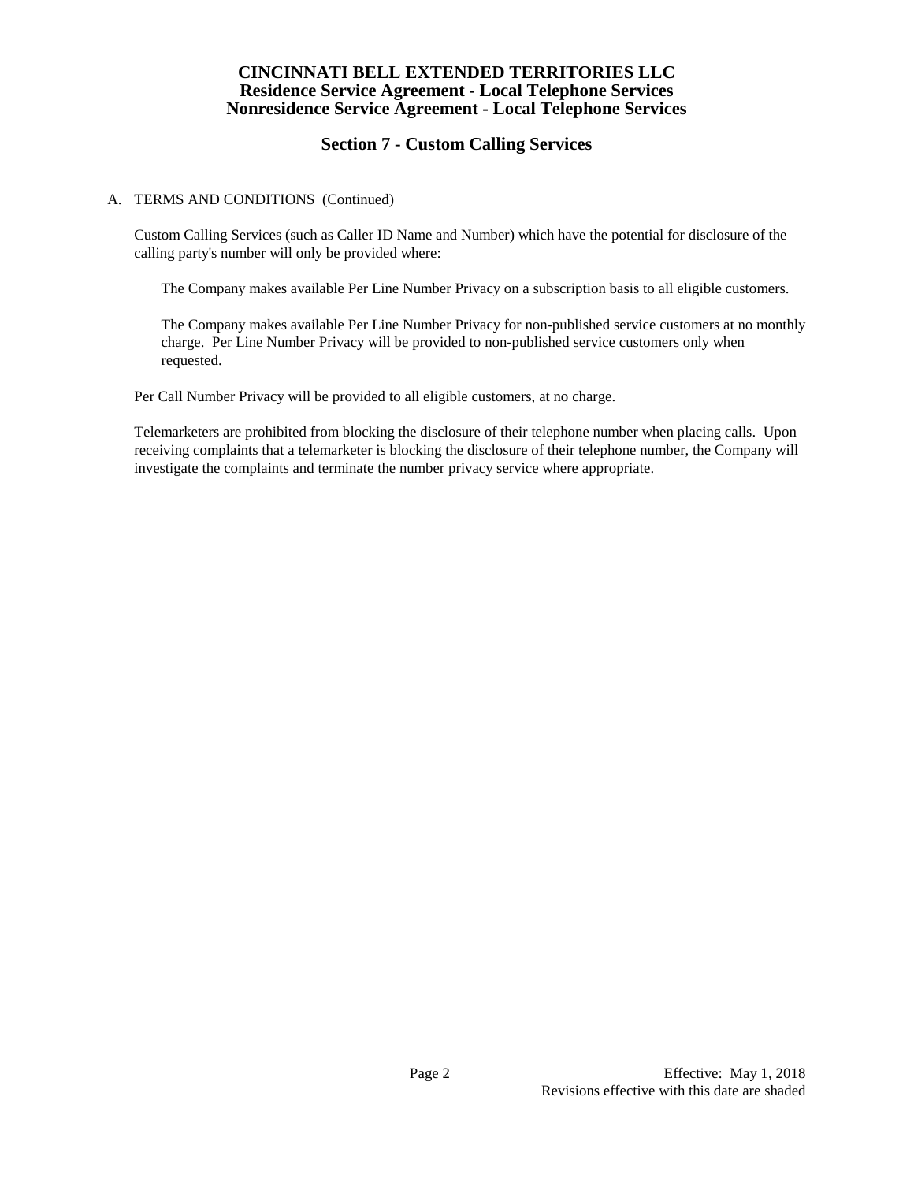**CINCINNATI BELL EXTENDED TERRITORIES LLC**
**Residence Service Agreement - Local Telephone Services**
**Nonresidence Service Agreement - Local Telephone Services**

## Section 7 - Custom Calling Services

A. TERMS AND CONDITIONS (Continued)

Custom Calling Services (such as Caller ID Name and Number) which have the potential for disclosure of the calling party's number will only be provided where:

The Company makes available Per Line Number Privacy on a subscription basis to all eligible customers.

The Company makes available Per Line Number Privacy for non-published service customers at no monthly charge. Per Line Number Privacy will be provided to non-published service customers only when requested.

Per Call Number Privacy will be provided to all eligible customers, at no charge.

Telemarketers are prohibited from blocking the disclosure of their telephone number when placing calls. Upon receiving complaints that a telemarketer is blocking the disclosure of their telephone number, the Company will investigate the complaints and terminate the number privacy service where appropriate.

Effective: May 1, 2018
Revisions effective with this date are shaded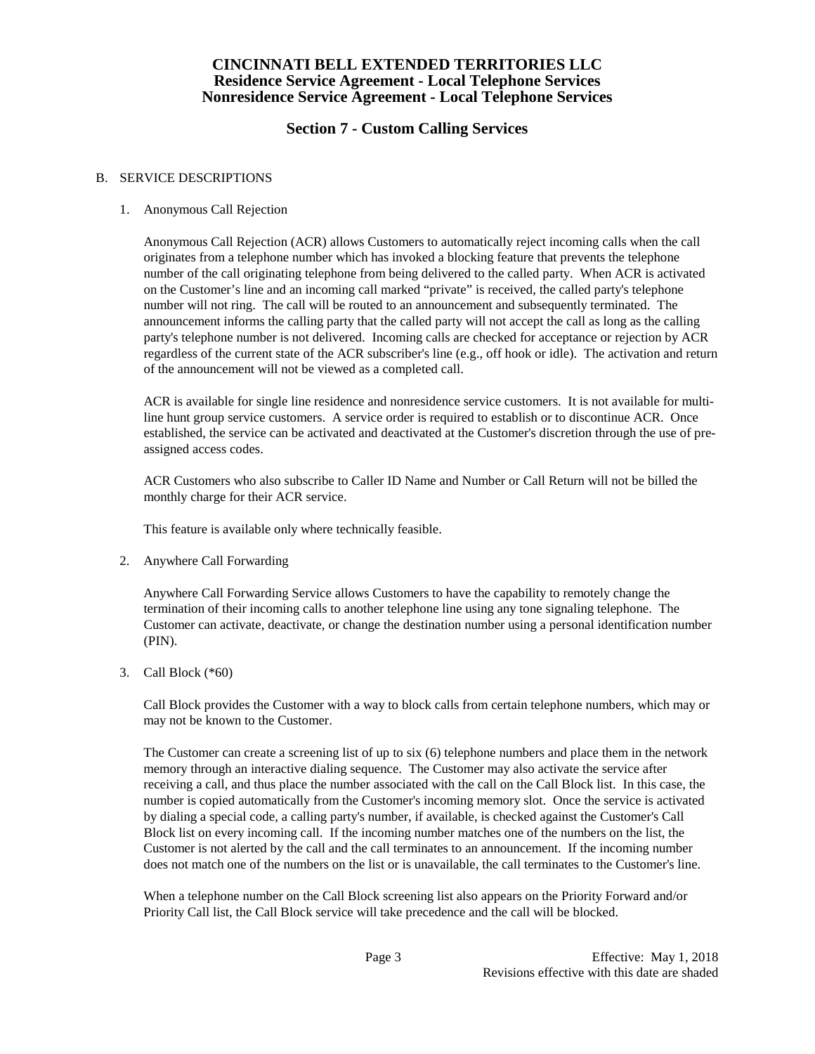# CINCINNATI BELL EXTENDED TERRITORIES LLC
## Residence Service Agreement - Local Telephone Services
## Nonresidence Service Agreement - Local Telephone Services

## Section 7 - Custom Calling Services

B. SERVICE DESCRIPTIONS

1. Anonymous Call Rejection

   Anonymous Call Rejection (ACR) allows Customers to automatically reject incoming calls when the call originates from a telephone number which has invoked a blocking feature that prevents the telephone number of the call originating telephone from being delivered to the called party. When ACR is activated on the Customer's line and an incoming call marked "private" is received, the called party's telephone number will not ring. The call will be routed to an announcement and subsequently terminated. The announcement informs the calling party that the called party will not accept the call as long as the calling party's telephone number is not delivered. Incoming calls are checked for acceptance or rejection by ACR regardless of the current state of the ACR subscriber's line (e.g., off hook or idle). The activation and return of the announcement will not be viewed as a completed call.

   ACR is available for single line residence and nonresidence service customers. It is not available for multi-line hunt group service customers. A service order is required to establish or to discontinue ACR. Once established, the service can be activated and deactivated at the Customer's discretion through the use of pre-assigned access codes.

   ACR Customers who also subscribe to Caller ID Name and Number or Call Return will not be billed the monthly charge for their ACR service.

   This feature is available only where technically feasible.

2. Anywhere Call Forwarding

   Anywhere Call Forwarding Service allows Customers to have the capability to remotely change the termination of their incoming calls to another telephone line using any tone signaling telephone. The Customer can activate, deactivate, or change the destination number using a personal identification number (PIN).

3. Call Block (*60)

   Call Block provides the Customer with a way to block calls from certain telephone numbers, which may or may not be known to the Customer.

   The Customer can create a screening list of up to six (6) telephone numbers and place them in the network memory through an interactive dialing sequence. The Customer may also activate the service after receiving a call, and thus place the number associated with the call on the Call Block list. In this case, the number is copied automatically from the Customer's incoming memory slot. Once the service is activated by dialing a special code, a calling party's number, if available, is checked against the Customer's Call Block list on every incoming call. If the incoming number matches one of the numbers on the list, the Customer is not alerted by the call and the call terminates to an announcement. If the incoming number does not match one of the numbers on the list or is unavailable, the call terminates to the Customer's line.

   When a telephone number on the Call Block screening list also appears on the Priority Forward and/or Priority Call list, the Call Block service will take precedence and the call will be blocked.

Effective: May 1, 2018
Revisions effective with this date are shaded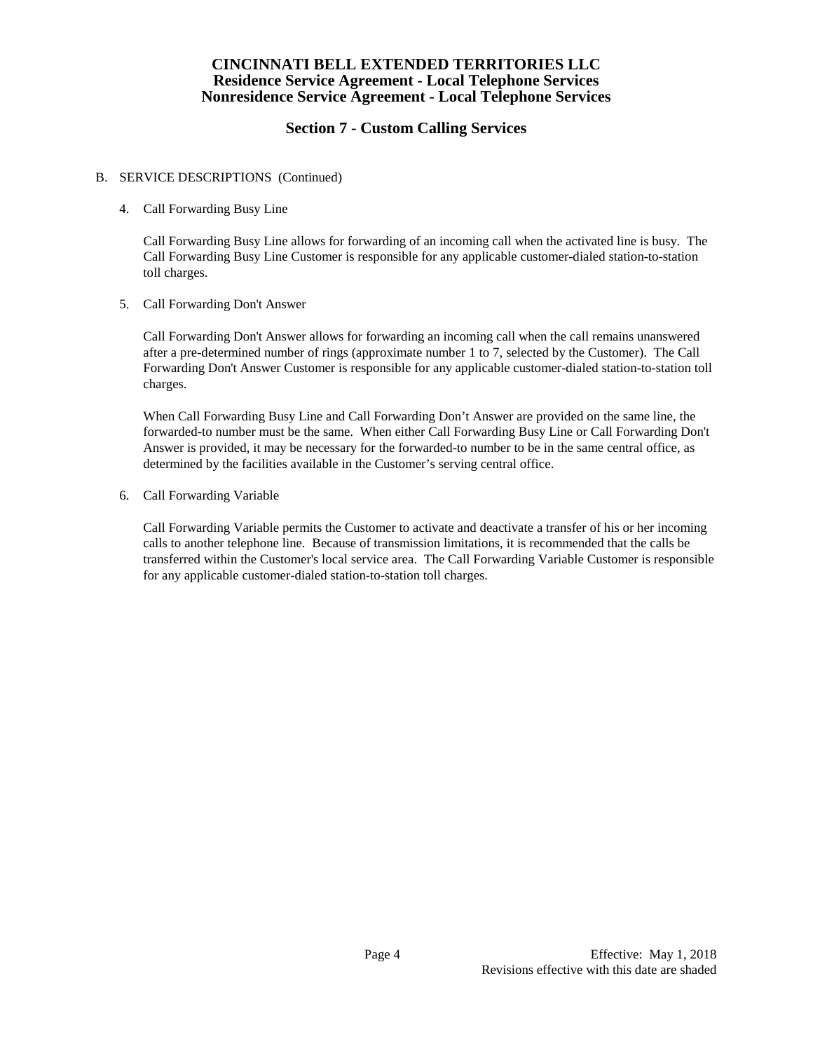# CINCINNATI BELL EXTENDED TERRITORIES LLC
## Residence Service Agreement - Local Telephone Services
## Nonresidence Service Agreement - Local Telephone Services

## Section 7 - Custom Calling Services

B. SERVICE DESCRIPTIONS (Continued)

4. Call Forwarding Busy Line

   Call Forwarding Busy Line allows for forwarding of an incoming call when the activated line is busy. The Call Forwarding Busy Line Customer is responsible for any applicable customer-dialed station-to-station toll charges.

5. Call Forwarding Don't Answer

   Call Forwarding Don't Answer allows for forwarding an incoming call when the call remains unanswered after a pre-determined number of rings (approximate number 1 to 7, selected by the Customer). The Call Forwarding Don't Answer Customer is responsible for any applicable customer-dialed station-to-station toll charges.

   When Call Forwarding Busy Line and Call Forwarding Don't Answer are provided on the same line, the forwarded-to number must be the same. When either Call Forwarding Busy Line or Call Forwarding Don't Answer is provided, it may be necessary for the forwarded-to number to be in the same central office, as determined by the facilities available in the Customer's serving central office.

6. Call Forwarding Variable

   Call Forwarding Variable permits the Customer to activate and deactivate a transfer of his or her incoming calls to another telephone line. Because of transmission limitations, it is recommended that the calls be transferred within the Customer's local service area. The Call Forwarding Variable Customer is responsible for any applicable customer-dialed station-to-station toll charges.

Effective: May 1, 2018
Revisions effective with this date are shaded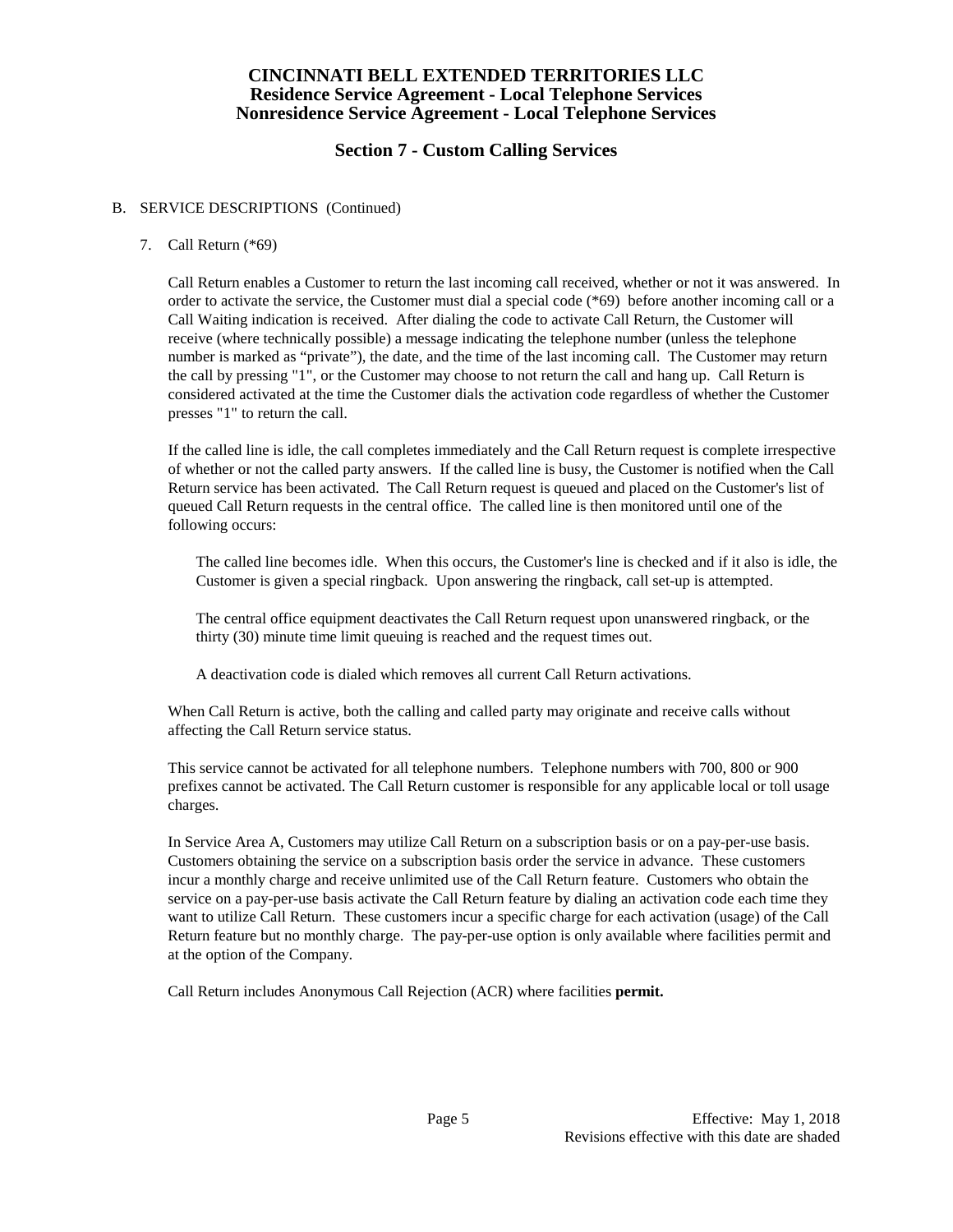# CINCINNATI BELL EXTENDED TERRITORIES LLC
## Residence Service Agreement - Local Telephone Services
## Nonresidence Service Agreement - Local Telephone Services

## Section 7 - Custom Calling Services

B. SERVICE DESCRIPTIONS (Continued)

7. Call Return (*69)

Call Return enables a Customer to return the last incoming call received, whether or not it was answered. In order to activate the service, the Customer must dial a special code (*69) before another incoming call or a Call Waiting indication is received. After dialing the code to activate Call Return, the Customer will receive (where technically possible) a message indicating the telephone number (unless the telephone number is marked as "private"), the date, and the time of the last incoming call. The Customer may return the call by pressing "1", or the Customer may choose to not return the call and hang up. Call Return is considered activated at the time the Customer dials the activation code regardless of whether the Customer presses "1" to return the call.

If the called line is idle, the call completes immediately and the Call Return request is complete irrespective of whether or not the called party answers. If the called line is busy, the Customer is notified when the Call Return service has been activated. The Call Return request is queued and placed on the Customer's list of queued Call Return requests in the central office. The called line is then monitored until one of the following occurs:

The called line becomes idle. When this occurs, the Customer's line is checked and if it also is idle, the Customer is given a special ringback. Upon answering the ringback, call set-up is attempted.

The central office equipment deactivates the Call Return request upon unanswered ringback, or the thirty (30) minute time limit queuing is reached and the request times out.

A deactivation code is dialed which removes all current Call Return activations.

When Call Return is active, both the calling and called party may originate and receive calls without affecting the Call Return service status.

This service cannot be activated for all telephone numbers. Telephone numbers with 700, 800 or 900 prefixes cannot be activated. The Call Return customer is responsible for any applicable local or toll usage charges.

In Service Area A, Customers may utilize Call Return on a subscription basis or on a pay-per-use basis. Customers obtaining the service on a subscription basis order the service in advance. These customers incur a monthly charge and receive unlimited use of the Call Return feature. Customers who obtain the service on a pay-per-use basis activate the Call Return feature by dialing an activation code each time they want to utilize Call Return. These customers incur a specific charge for each activation (usage) of the Call Return feature but no monthly charge. The pay-per-use option is only available where facilities permit and at the option of the Company.

Call Return includes Anonymous Call Rejection (ACR) where facilities **permit.**

Effective: May 1, 2018
Revisions effective with this date are shaded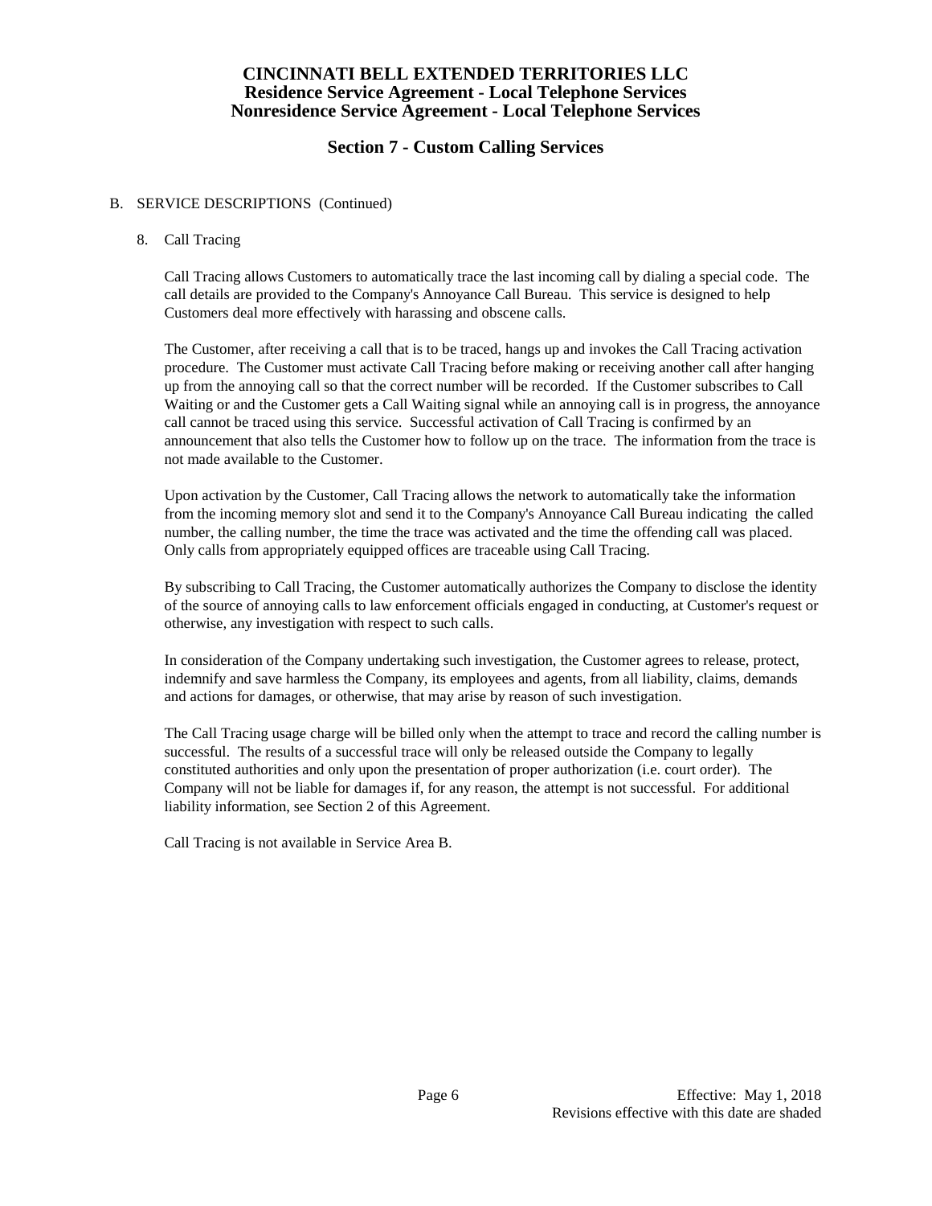# CINCINNATI BELL EXTENDED TERRITORIES LLC
## Residence Service Agreement - Local Telephone Services
## Nonresidence Service Agreement - Local Telephone Services

## Section 7 - Custom Calling Services

B. SERVICE DESCRIPTIONS (Continued)

8. Call Tracing

Call Tracing allows Customers to automatically trace the last incoming call by dialing a special code. The call details are provided to the Company's Annoyance Call Bureau. This service is designed to help Customers deal more effectively with harassing and obscene calls.

The Customer, after receiving a call that is to be traced, hangs up and invokes the Call Tracing activation procedure. The Customer must activate Call Tracing before making or receiving another call after hanging up from the annoying call so that the correct number will be recorded. If the Customer subscribes to Call Waiting or and the Customer gets a Call Waiting signal while an annoying call is in progress, the annoyance call cannot be traced using this service. Successful activation of Call Tracing is confirmed by an announcement that also tells the Customer how to follow up on the trace. The information from the trace is not made available to the Customer.

Upon activation by the Customer, Call Tracing allows the network to automatically take the information from the incoming memory slot and send it to the Company's Annoyance Call Bureau indicating the called number, the calling number, the time the trace was activated and the time the offending call was placed. Only calls from appropriately equipped offices are traceable using Call Tracing.

By subscribing to Call Tracing, the Customer automatically authorizes the Company to disclose the identity of the source of annoying calls to law enforcement officials engaged in conducting, at Customer's request or otherwise, any investigation with respect to such calls.

In consideration of the Company undertaking such investigation, the Customer agrees to release, protect, indemnify and save harmless the Company, its employees and agents, from all liability, claims, demands and actions for damages, or otherwise, that may arise by reason of such investigation.

The Call Tracing usage charge will be billed only when the attempt to trace and record the calling number is successful. The results of a successful trace will only be released outside the Company to legally constituted authorities and only upon the presentation of proper authorization (i.e. court order). The Company will not be liable for damages if, for any reason, the attempt is not successful. For additional liability information, see Section 2 of this Agreement.

Call Tracing is not available in Service Area B.

Effective: May 1, 2018
Revisions effective with this date are shaded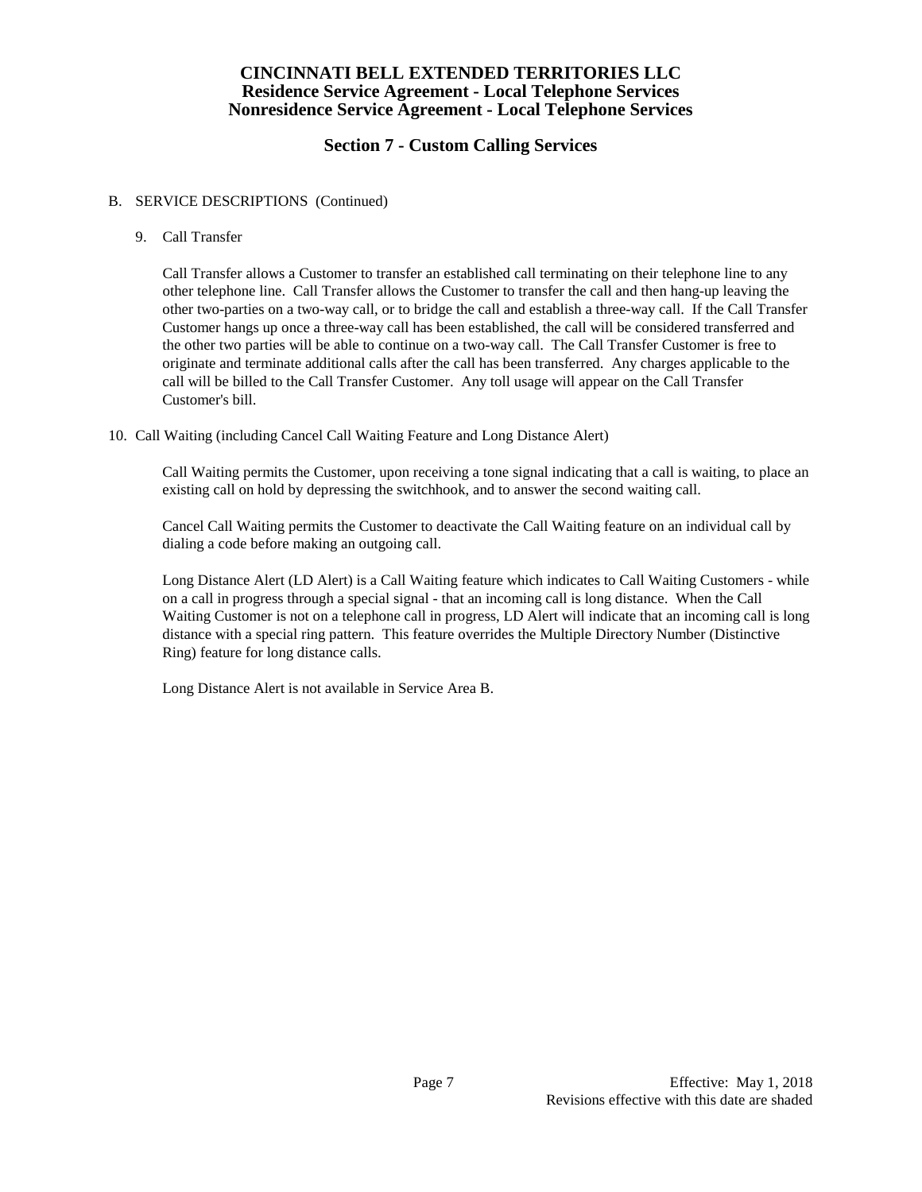# CINCINNATI BELL EXTENDED TERRITORIES LLC
## Residence Service Agreement - Local Telephone Services
## Nonresidence Service Agreement - Local Telephone Services

## Section 7 - Custom Calling Services

B. SERVICE DESCRIPTIONS (Continued)

9. Call Transfer

Call Transfer allows a Customer to transfer an established call terminating on their telephone line to any other telephone line. Call Transfer allows the Customer to transfer the call and then hang-up leaving the other two-parties on a two-way call, or to bridge the call and establish a three-way call. If the Call Transfer Customer hangs up once a three-way call has been established, the call will be considered transferred and the other two parties will be able to continue on a two-way call. The Call Transfer Customer is free to originate and terminate additional calls after the call has been transferred. Any charges applicable to the call will be billed to the Call Transfer Customer. Any toll usage will appear on the Call Transfer Customer's bill.

10. Call Waiting (including Cancel Call Waiting Feature and Long Distance Alert)

Call Waiting permits the Customer, upon receiving a tone signal indicating that a call is waiting, to place an existing call on hold by depressing the switchhook, and to answer the second waiting call.

Cancel Call Waiting permits the Customer to deactivate the Call Waiting feature on an individual call by dialing a code before making an outgoing call.

Long Distance Alert (LD Alert) is a Call Waiting feature which indicates to Call Waiting Customers - while on a call in progress through a special signal - that an incoming call is long distance. When the Call Waiting Customer is not on a telephone call in progress, LD Alert will indicate that an incoming call is long distance with a special ring pattern. This feature overrides the Multiple Directory Number (Distinctive Ring) feature for long distance calls.

Long Distance Alert is not available in Service Area B.

Effective: May 1, 2018
Revisions effective with this date are shaded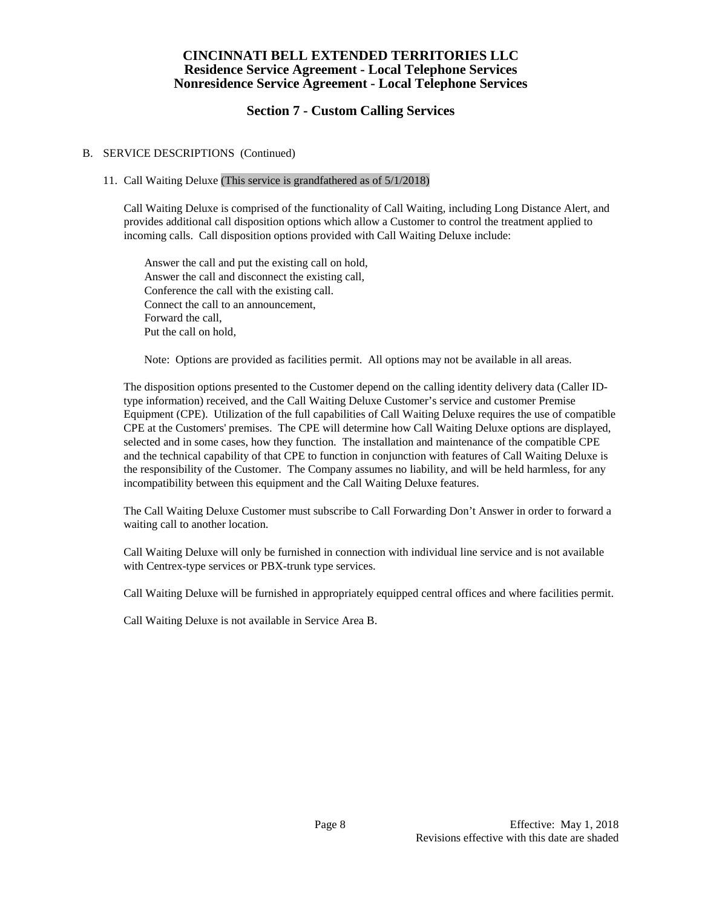# CINCINNATI BELL EXTENDED TERRITORIES LLC
## Residence Service Agreement - Local Telephone Services
## Nonresidence Service Agreement - Local Telephone Services

## Section 7 - Custom Calling Services

B. SERVICE DESCRIPTIONS (Continued)

11. Call Waiting Deluxe (This service is grandfathered as of 5/1/2018)

Call Waiting Deluxe is comprised of the functionality of Call Waiting, including Long Distance Alert, and provides additional call disposition options which allow a Customer to control the treatment applied to incoming calls. Call disposition options provided with Call Waiting Deluxe include:

Answer the call and put the existing call on hold,
Answer the call and disconnect the existing call,
Conference the call with the existing call.
Connect the call to an announcement,
Forward the call,
Put the call on hold,

Note: Options are provided as facilities permit. All options may not be available in all areas.

The disposition options presented to the Customer depend on the calling identity delivery data (Caller ID-type information) received, and the Call Waiting Deluxe Customer's service and customer Premise Equipment (CPE). Utilization of the full capabilities of Call Waiting Deluxe requires the use of compatible CPE at the Customers' premises. The CPE will determine how Call Waiting Deluxe options are displayed, selected and in some cases, how they function. The installation and maintenance of the compatible CPE and the technical capability of that CPE to function in conjunction with features of Call Waiting Deluxe is the responsibility of the Customer. The Company assumes no liability, and will be held harmless, for any incompatibility between this equipment and the Call Waiting Deluxe features.

The Call Waiting Deluxe Customer must subscribe to Call Forwarding Don't Answer in order to forward a waiting call to another location.

Call Waiting Deluxe will only be furnished in connection with individual line service and is not available with Centrex-type services or PBX-trunk type services.

Call Waiting Deluxe will be furnished in appropriately equipped central offices and where facilities permit.

Call Waiting Deluxe is not available in Service Area B.

Effective: May 1, 2018
Revisions effective with this date are shaded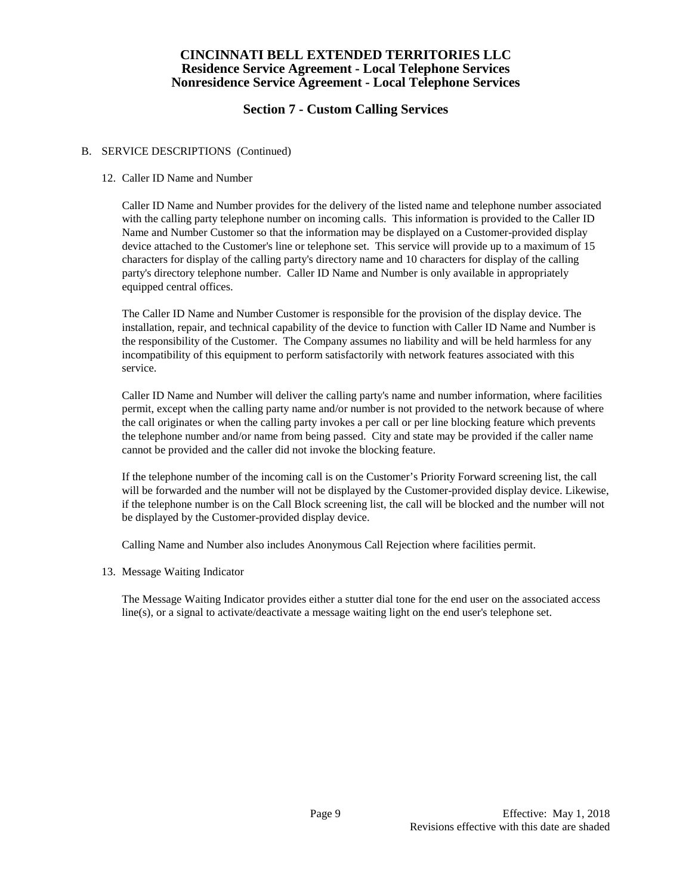# CINCINNATI BELL EXTENDED TERRITORIES LLC
## Residence Service Agreement - Local Telephone Services
## Nonresidence Service Agreement - Local Telephone Services

## Section 7 - Custom Calling Services

B. SERVICE DESCRIPTIONS (Continued)

12. Caller ID Name and Number

    Caller ID Name and Number provides for the delivery of the listed name and telephone number associated with the calling party telephone number on incoming calls. This information is provided to the Caller ID Name and Number Customer so that the information may be displayed on a Customer-provided display device attached to the Customer's line or telephone set. This service will provide up to a maximum of 15 characters for display of the calling party's directory name and 10 characters for display of the calling party's directory telephone number. Caller ID Name and Number is only available in appropriately equipped central offices.

    The Caller ID Name and Number Customer is responsible for the provision of the display device. The installation, repair, and technical capability of the device to function with Caller ID Name and Number is the responsibility of the Customer. The Company assumes no liability and will be held harmless for any incompatibility of this equipment to perform satisfactorily with network features associated with this service.

    Caller ID Name and Number will deliver the calling party's name and number information, where facilities permit, except when the calling party name and/or number is not provided to the network because of where the call originates or when the calling party invokes a per call or per line blocking feature which prevents the telephone number and/or name from being passed. City and state may be provided if the caller name cannot be provided and the caller did not invoke the blocking feature.

    If the telephone number of the incoming call is on the Customer's Priority Forward screening list, the call will be forwarded and the number will not be displayed by the Customer-provided display device. Likewise, if the telephone number is on the Call Block screening list, the call will be blocked and the number will not be displayed by the Customer-provided display device.

    Calling Name and Number also includes Anonymous Call Rejection where facilities permit.

13. Message Waiting Indicator

    The Message Waiting Indicator provides either a stutter dial tone for the end user on the associated access line(s), or a signal to activate/deactivate a message waiting light on the end user's telephone set.

Effective: May 1, 2018
Revisions effective with this date are shaded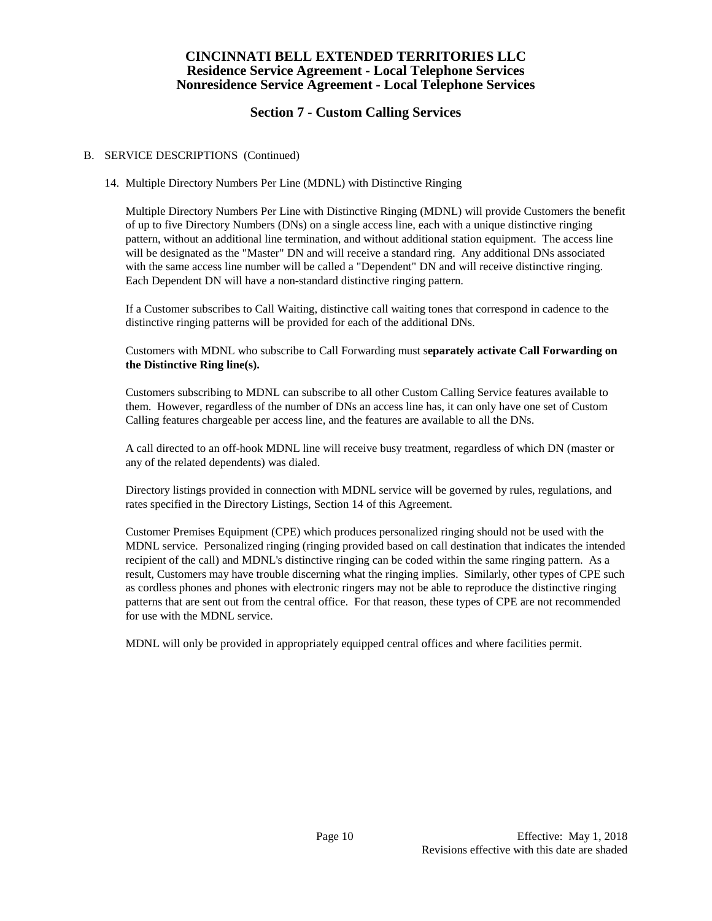# CINCINNATI BELL EXTENDED TERRITORIES LLC
## Residence Service Agreement - Local Telephone Services
## Nonresidence Service Agreement - Local Telephone Services

## Section 7 - Custom Calling Services

B. SERVICE DESCRIPTIONS (Continued)

14. Multiple Directory Numbers Per Line (MDNL) with Distinctive Ringing

    Multiple Directory Numbers Per Line with Distinctive Ringing (MDNL) will provide Customers the benefit of up to five Directory Numbers (DNs) on a single access line, each with a unique distinctive ringing pattern, without an additional line termination, and without additional station equipment. The access line will be designated as the "Master" DN and will receive a standard ring. Any additional DNs associated with the same access line number will be called a "Dependent" DN and will receive distinctive ringing. Each Dependent DN will have a non-standard distinctive ringing pattern.

    If a Customer subscribes to Call Waiting, distinctive call waiting tones that correspond in cadence to the distinctive ringing patterns will be provided for each of the additional DNs.

    Customers with MDNL who subscribe to Call Forwarding must s**eparately activate Call Forwarding on the Distinctive Ring line(s).**

    Customers subscribing to MDNL can subscribe to all other Custom Calling Service features available to them. However, regardless of the number of DNs an access line has, it can only have one set of Custom Calling features chargeable per access line, and the features are available to all the DNs.

    A call directed to an off-hook MDNL line will receive busy treatment, regardless of which DN (master or any of the related dependents) was dialed.

    Directory listings provided in connection with MDNL service will be governed by rules, regulations, and rates specified in the Directory Listings, Section 14 of this Agreement.

    Customer Premises Equipment (CPE) which produces personalized ringing should not be used with the MDNL service. Personalized ringing (ringing provided based on call destination that indicates the intended recipient of the call) and MDNL's distinctive ringing can be coded within the same ringing pattern. As a result, Customers may have trouble discerning what the ringing implies. Similarly, other types of CPE such as cordless phones and phones with electronic ringers may not be able to reproduce the distinctive ringing patterns that are sent out from the central office. For that reason, these types of CPE are not recommended for use with the MDNL service.

    MDNL will only be provided in appropriately equipped central offices and where facilities permit.

Effective: May 1, 2018
Revisions effective with this date are shaded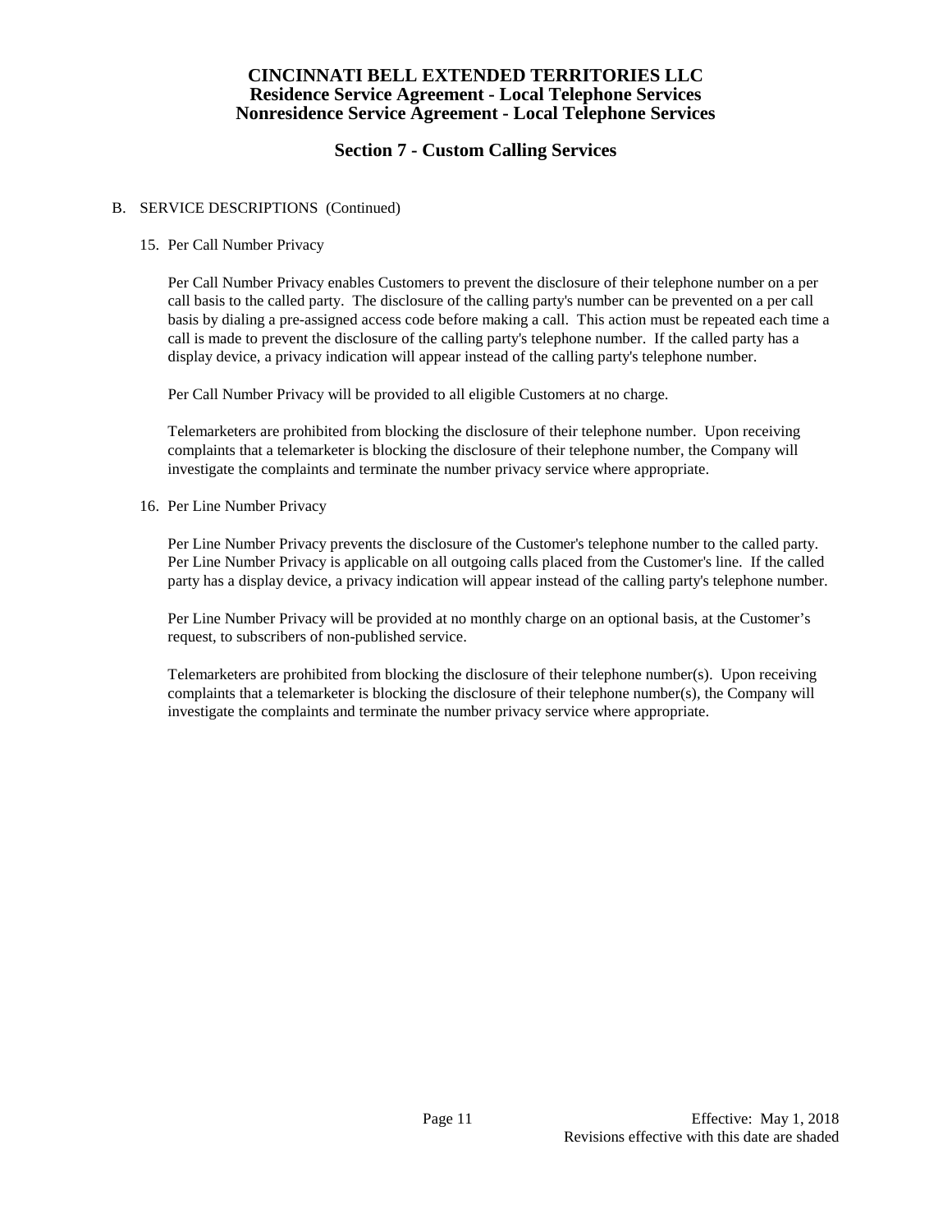# CINCINNATI BELL EXTENDED TERRITORIES LLC
## Residence Service Agreement - Local Telephone Services
## Nonresidence Service Agreement - Local Telephone Services

## Section 7 - Custom Calling Services

B. SERVICE DESCRIPTIONS (Continued)

15. Per Call Number Privacy

    Per Call Number Privacy enables Customers to prevent the disclosure of their telephone number on a per call basis to the called party. The disclosure of the calling party's number can be prevented on a per call basis by dialing a pre-assigned access code before making a call. This action must be repeated each time a call is made to prevent the disclosure of the calling party's telephone number. If the called party has a display device, a privacy indication will appear instead of the calling party's telephone number.

    Per Call Number Privacy will be provided to all eligible Customers at no charge.

    Telemarketers are prohibited from blocking the disclosure of their telephone number. Upon receiving complaints that a telemarketer is blocking the disclosure of their telephone number, the Company will investigate the complaints and terminate the number privacy service where appropriate.

16. Per Line Number Privacy

    Per Line Number Privacy prevents the disclosure of the Customer's telephone number to the called party. Per Line Number Privacy is applicable on all outgoing calls placed from the Customer's line. If the called party has a display device, a privacy indication will appear instead of the calling party's telephone number.

    Per Line Number Privacy will be provided at no monthly charge on an optional basis, at the Customer's request, to subscribers of non-published service.

    Telemarketers are prohibited from blocking the disclosure of their telephone number(s). Upon receiving complaints that a telemarketer is blocking the disclosure of their telephone number(s), the Company will investigate the complaints and terminate the number privacy service where appropriate.

Effective: May 1, 2018

Revisions effective with this date are shaded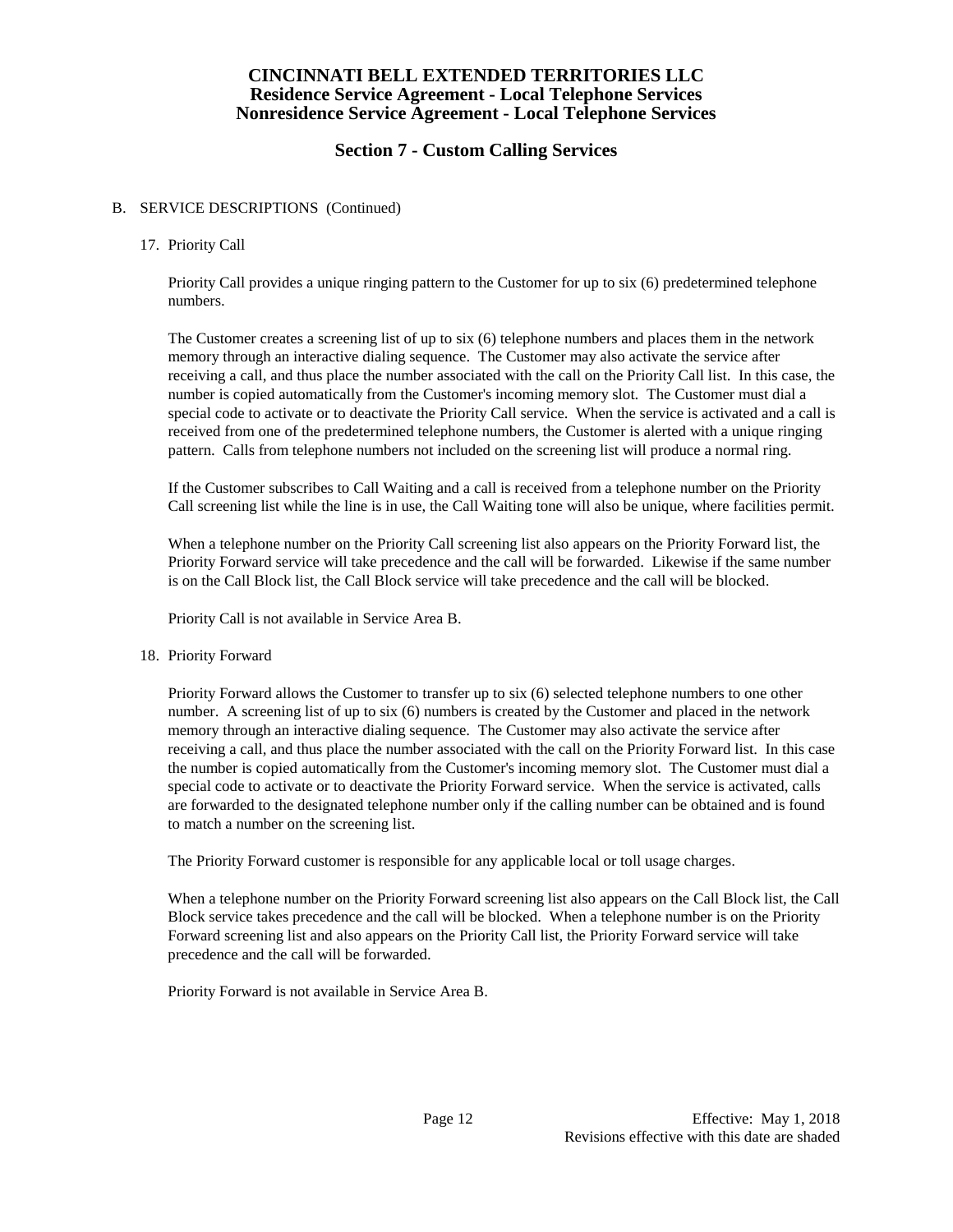# CINCINNATI BELL EXTENDED TERRITORIES LLC
## Residence Service Agreement - Local Telephone Services
## Nonresidence Service Agreement - Local Telephone Services

## Section 7 - Custom Calling Services

B. SERVICE DESCRIPTIONS (Continued)

17. Priority Call

    Priority Call provides a unique ringing pattern to the Customer for up to six (6) predetermined telephone numbers.

    The Customer creates a screening list of up to six (6) telephone numbers and places them in the network memory through an interactive dialing sequence. The Customer may also activate the service after receiving a call, and thus place the number associated with the call on the Priority Call list. In this case, the number is copied automatically from the Customer's incoming memory slot. The Customer must dial a special code to activate or to deactivate the Priority Call service. When the service is activated and a call is received from one of the predetermined telephone numbers, the Customer is alerted with a unique ringing pattern. Calls from telephone numbers not included on the screening list will produce a normal ring.

    If the Customer subscribes to Call Waiting and a call is received from a telephone number on the Priority Call screening list while the line is in use, the Call Waiting tone will also be unique, where facilities permit.

    When a telephone number on the Priority Call screening list also appears on the Priority Forward list, the Priority Forward service will take precedence and the call will be forwarded. Likewise if the same number is on the Call Block list, the Call Block service will take precedence and the call will be blocked.

    Priority Call is not available in Service Area B.

18. Priority Forward

    Priority Forward allows the Customer to transfer up to six (6) selected telephone numbers to one other number. A screening list of up to six (6) numbers is created by the Customer and placed in the network memory through an interactive dialing sequence. The Customer may also activate the service after receiving a call, and thus place the number associated with the call on the Priority Forward list. In this case the number is copied automatically from the Customer's incoming memory slot. The Customer must dial a special code to activate or to deactivate the Priority Forward service. When the service is activated, calls are forwarded to the designated telephone number only if the calling number can be obtained and is found to match a number on the screening list.

    The Priority Forward customer is responsible for any applicable local or toll usage charges.

    When a telephone number on the Priority Forward screening list also appears on the Call Block list, the Call Block service takes precedence and the call will be blocked. When a telephone number is on the Priority Forward screening list and also appears on the Priority Call list, the Priority Forward service will take precedence and the call will be forwarded.

    Priority Forward is not available in Service Area B.

Effective: May 1, 2018
Revisions effective with this date are shaded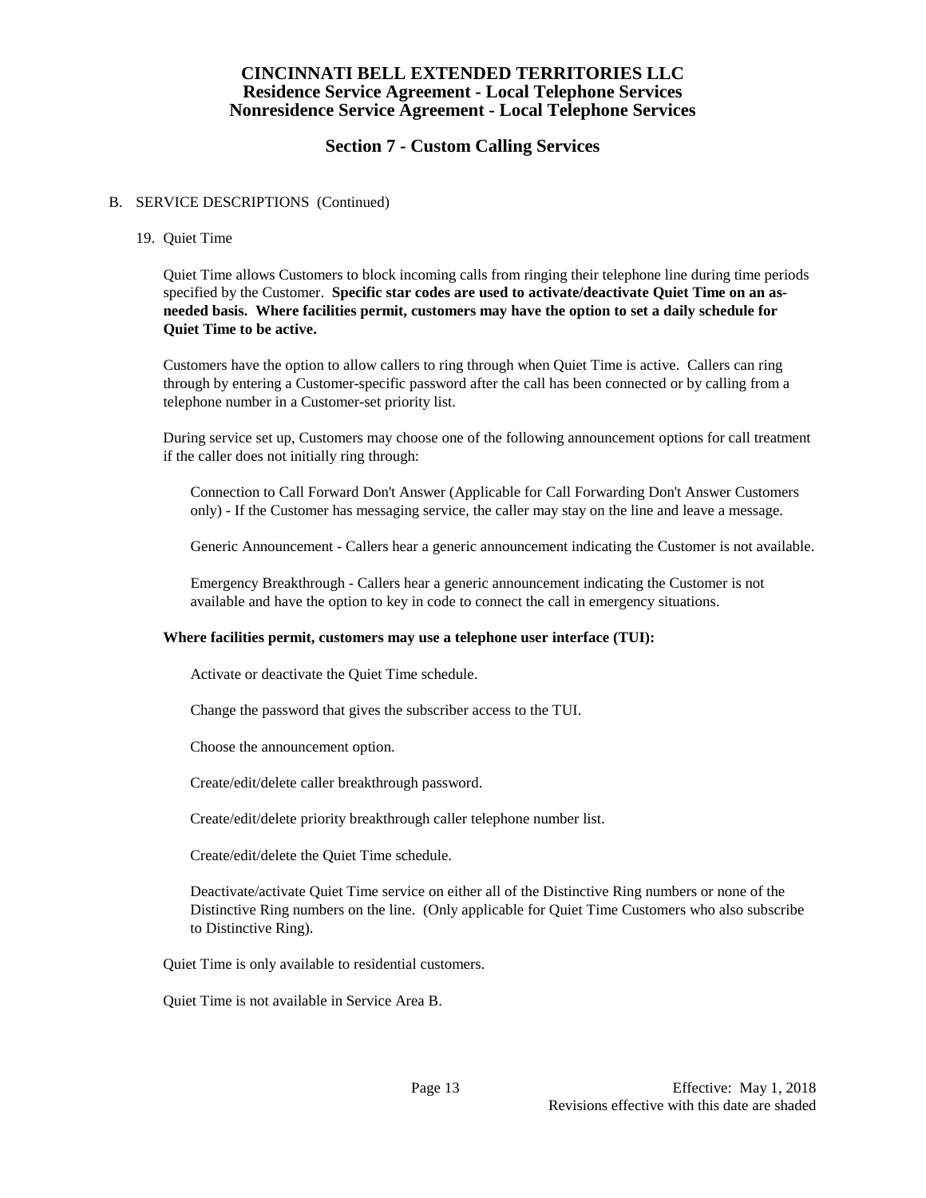# CINCINNATI BELL EXTENDED TERRITORIES LLC
## Residence Service Agreement - Local Telephone Services
## Nonresidence Service Agreement - Local Telephone Services

## Section 7 - Custom Calling Services

B. SERVICE DESCRIPTIONS (Continued)

19. Quiet Time

Quiet Time allows Customers to block incoming calls from ringing their telephone line during time periods specified by the Customer. **Specific star codes are used to activate/deactivate Quiet Time on an as-needed basis. Where facilities permit, customers may have the option to set a daily schedule for Quiet Time to be active.**

Customers have the option to allow callers to ring through when Quiet Time is active. Callers can ring through by entering a Customer-specific password after the call has been connected or by calling from a telephone number in a Customer-set priority list.

During service set up, Customers may choose one of the following announcement options for call treatment if the caller does not initially ring through:

Connection to Call Forward Don't Answer (Applicable for Call Forwarding Don't Answer Customers only) - If the Customer has messaging service, the caller may stay on the line and leave a message.

Generic Announcement - Callers hear a generic announcement indicating the Customer is not available.

Emergency Breakthrough - Callers hear a generic announcement indicating the Customer is not available and have the option to key in code to connect the call in emergency situations.

**Where facilities permit, customers may use a telephone user interface (TUI):**

Activate or deactivate the Quiet Time schedule.

Change the password that gives the subscriber access to the TUI.

Choose the announcement option.

Create/edit/delete caller breakthrough password.

Create/edit/delete priority breakthrough caller telephone number list.

Create/edit/delete the Quiet Time schedule.

Deactivate/activate Quiet Time service on either all of the Distinctive Ring numbers or none of the Distinctive Ring numbers on the line. (Only applicable for Quiet Time Customers who also subscribe to Distinctive Ring).

Quiet Time is only available to residential customers.

Quiet Time is not available in Service Area B.

Effective: May 1, 2018
Revisions effective with this date are shaded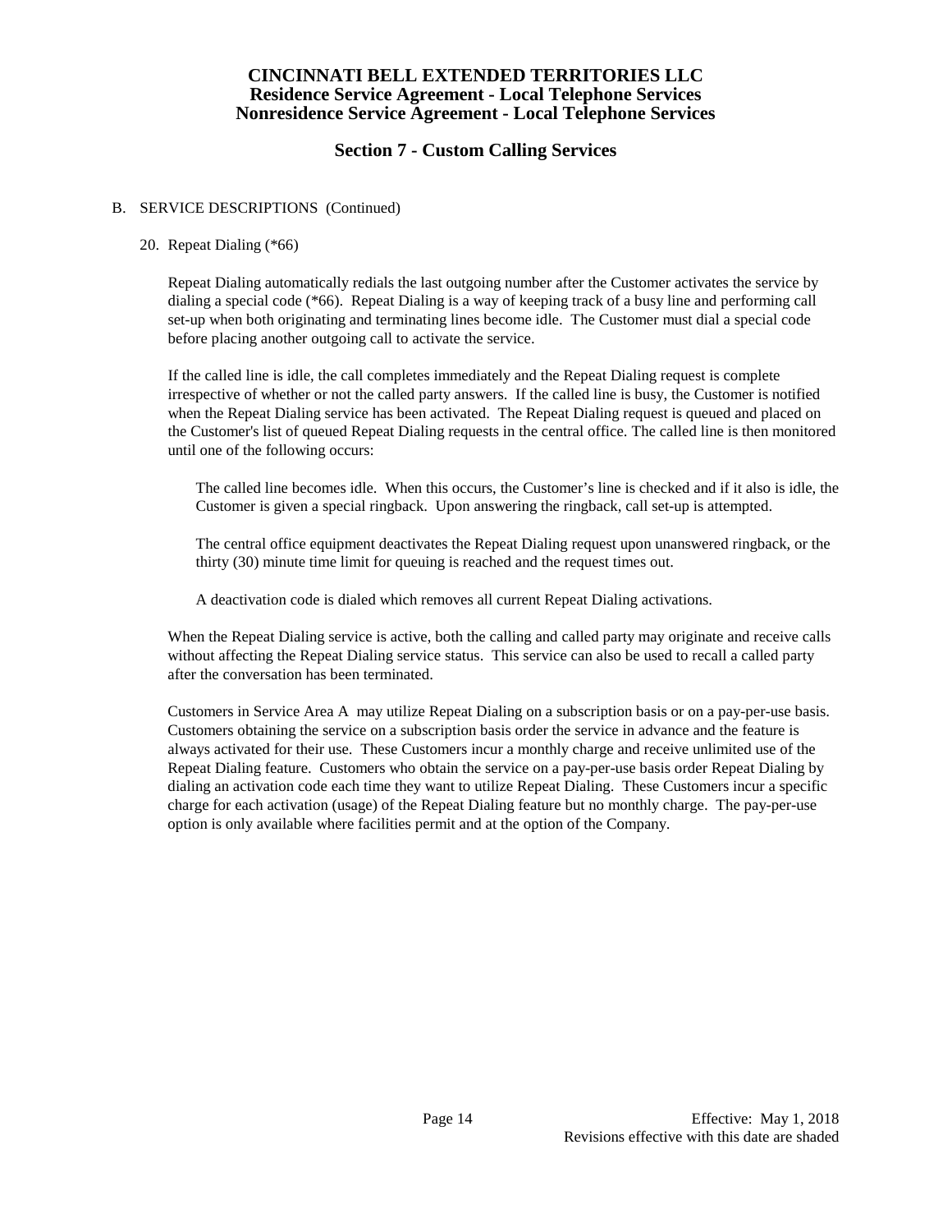# CINCINNATI BELL EXTENDED TERRITORIES LLC
## Residence Service Agreement - Local Telephone Services
## Nonresidence Service Agreement - Local Telephone Services

## Section 7 - Custom Calling Services

B. SERVICE DESCRIPTIONS (Continued)

20. Repeat Dialing (*66)

Repeat Dialing automatically redials the last outgoing number after the Customer activates the service by dialing a special code (*66). Repeat Dialing is a way of keeping track of a busy line and performing call set-up when both originating and terminating lines become idle. The Customer must dial a special code before placing another outgoing call to activate the service.

If the called line is idle, the call completes immediately and the Repeat Dialing request is complete irrespective of whether or not the called party answers. If the called line is busy, the Customer is notified when the Repeat Dialing service has been activated. The Repeat Dialing request is queued and placed on the Customer's list of queued Repeat Dialing requests in the central office. The called line is then monitored until one of the following occurs:

The called line becomes idle. When this occurs, the Customer's line is checked and if it also is idle, the Customer is given a special ringback. Upon answering the ringback, call set-up is attempted.

The central office equipment deactivates the Repeat Dialing request upon unanswered ringback, or the thirty (30) minute time limit for queuing is reached and the request times out.

A deactivation code is dialed which removes all current Repeat Dialing activations.

When the Repeat Dialing service is active, both the calling and called party may originate and receive calls without affecting the Repeat Dialing service status. This service can also be used to recall a called party after the conversation has been terminated.

Customers in Service Area A may utilize Repeat Dialing on a subscription basis or on a pay-per-use basis. Customers obtaining the service on a subscription basis order the service in advance and the feature is always activated for their use. These Customers incur a monthly charge and receive unlimited use of the Repeat Dialing feature. Customers who obtain the service on a pay-per-use basis order Repeat Dialing by dialing an activation code each time they want to utilize Repeat Dialing. These Customers incur a specific charge for each activation (usage) of the Repeat Dialing feature but no monthly charge. The pay-per-use option is only available where facilities permit and at the option of the Company.

Effective: May 1, 2018
Revisions effective with this date are shaded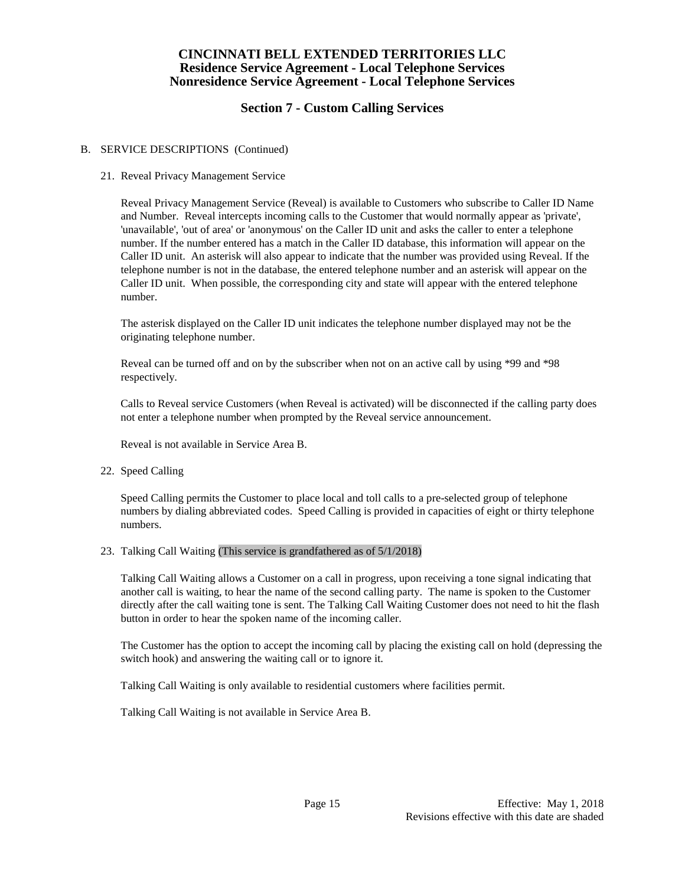# CINCINNATI BELL EXTENDED TERRITORIES LLC
## Residence Service Agreement - Local Telephone Services
## Nonresidence Service Agreement - Local Telephone Services

## Section 7 - Custom Calling Services

B. SERVICE DESCRIPTIONS (Continued)

21. Reveal Privacy Management Service

    Reveal Privacy Management Service (Reveal) is available to Customers who subscribe to Caller ID Name and Number. Reveal intercepts incoming calls to the Customer that would normally appear as 'private', 'unavailable', 'out of area' or 'anonymous' on the Caller ID unit and asks the caller to enter a telephone number. If the number entered has a match in the Caller ID database, this information will appear on the Caller ID unit. An asterisk will also appear to indicate that the number was provided using Reveal. If the telephone number is not in the database, the entered telephone number and an asterisk will appear on the Caller ID unit. When possible, the corresponding city and state will appear with the entered telephone number.

    The asterisk displayed on the Caller ID unit indicates the telephone number displayed may not be the originating telephone number.

    Reveal can be turned off and on by the subscriber when not on an active call by using *99 and *98 respectively.

    Calls to Reveal service Customers (when Reveal is activated) will be disconnected if the calling party does not enter a telephone number when prompted by the Reveal service announcement.

    Reveal is not available in Service Area B.

22. Speed Calling

    Speed Calling permits the Customer to place local and toll calls to a pre-selected group of telephone numbers by dialing abbreviated codes. Speed Calling is provided in capacities of eight or thirty telephone numbers.

23. Talking Call Waiting (This service is grandfathered as of 5/1/2018)

    Talking Call Waiting allows a Customer on a call in progress, upon receiving a tone signal indicating that another call is waiting, to hear the name of the second calling party. The name is spoken to the Customer directly after the call waiting tone is sent. The Talking Call Waiting Customer does not need to hit the flash button in order to hear the spoken name of the incoming caller.

    The Customer has the option to accept the incoming call by placing the existing call on hold (depressing the switch hook) and answering the waiting call or to ignore it.

    Talking Call Waiting is only available to residential customers where facilities permit.

    Talking Call Waiting is not available in Service Area B.

Effective: May 1, 2018
Revisions effective with this date are shaded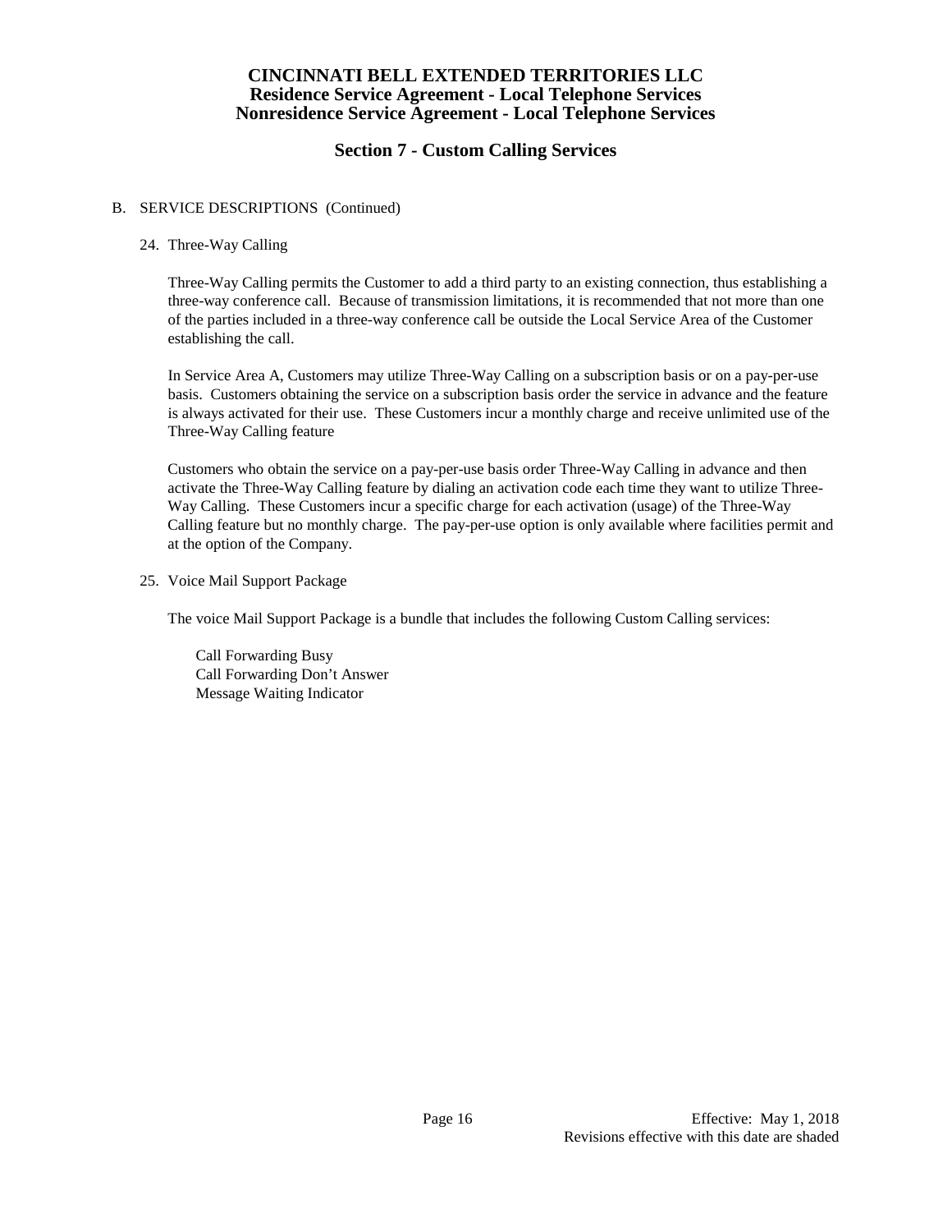# CINCINNATI BELL EXTENDED TERRITORIES LLC
## Residence Service Agreement - Local Telephone Services
## Nonresidence Service Agreement - Local Telephone Services

## Section 7 - Custom Calling Services

B. SERVICE DESCRIPTIONS (Continued)

24. Three-Way Calling

Three-Way Calling permits the Customer to add a third party to an existing connection, thus establishing a three-way conference call. Because of transmission limitations, it is recommended that not more than one of the parties included in a three-way conference call be outside the Local Service Area of the Customer establishing the call.

In Service Area A, Customers may utilize Three-Way Calling on a subscription basis or on a pay-per-use basis. Customers obtaining the service on a subscription basis order the service in advance and the feature is always activated for their use. These Customers incur a monthly charge and receive unlimited use of the Three-Way Calling feature

Customers who obtain the service on a pay-per-use basis order Three-Way Calling in advance and then activate the Three-Way Calling feature by dialing an activation code each time they want to utilize Three-Way Calling. These Customers incur a specific charge for each activation (usage) of the Three-Way Calling feature but no monthly charge. The pay-per-use option is only available where facilities permit and at the option of the Company.

25. Voice Mail Support Package

The voice Mail Support Package is a bundle that includes the following Custom Calling services:

Call Forwarding Busy
Call Forwarding Don't Answer
Message Waiting Indicator

Effective: May 1, 2018
Revisions effective with this date are shaded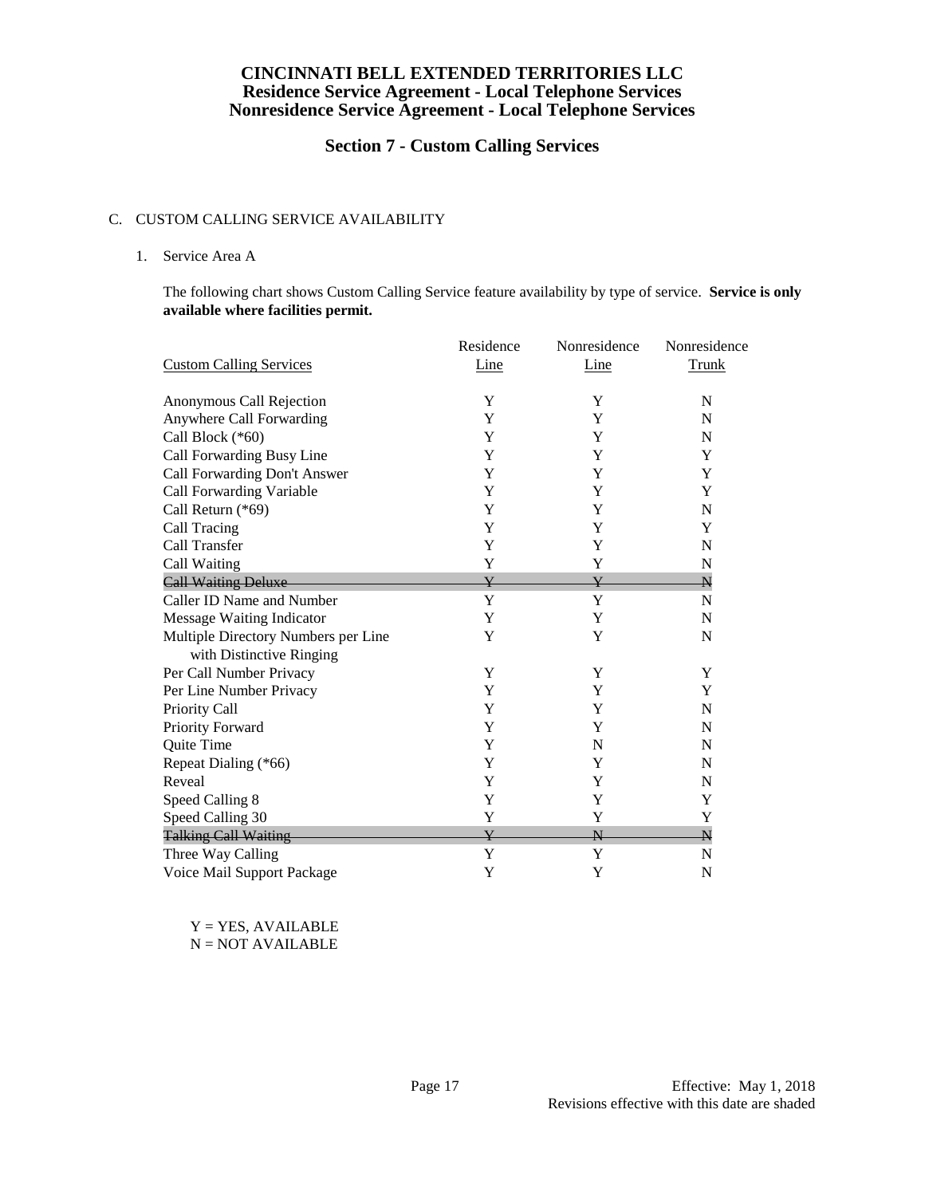**CINCINNATI BELL EXTENDED TERRITORIES LLC**
**Residence Service Agreement - Local Telephone Services**
**Nonresidence Service Agreement - Local Telephone Services**

## Section 7 - Custom Calling Services

C. CUSTOM CALLING SERVICE AVAILABILITY

1. Service Area A

The following chart shows Custom Calling Service feature availability by type of service. **Service is only available where facilities permit.**

| Custom Calling Services | Residence Line | Nonresidence Line | Nonresidence Trunk |
|---|---|---|---|
| Anonymous Call Rejection | Y | Y | N |
| Anywhere Call Forwarding | Y | Y | N |
| Call Block (*60) | Y | Y | N |
| Call Forwarding Busy Line | Y | Y | Y |
| Call Forwarding Don't Answer | Y | Y | Y |
| Call Forwarding Variable | Y | Y | Y |
| Call Return (*69) | Y | Y | N |
| Call Tracing | Y | Y | Y |
| Call Transfer | Y | Y | N |
| Call Waiting | Y | Y | N |
| ~~Call Waiting Deluxe~~ | ~~Y~~ | ~~Y~~ | ~~N~~ |
| Caller ID Name and Number | Y | Y | N |
| Message Waiting Indicator | Y | Y | N |
| Multiple Directory Numbers per Line with Distinctive Ringing | Y | Y | N |
| Per Call Number Privacy | Y | Y | Y |
| Per Line Number Privacy | Y | Y | Y |
| Priority Call | Y | Y | N |
| Priority Forward | Y | Y | N |
| Quite Time | Y | N | N |
| Repeat Dialing (*66) | Y | Y | N |
| Reveal | Y | Y | N |
| Speed Calling 8 | Y | Y | Y |
| Speed Calling 30 | Y | Y | Y |
| ~~Talking Call Waiting~~ | ~~Y~~ | ~~N~~ | ~~N~~ |
| Three Way Calling | Y | Y | N |
| Voice Mail Support Package | Y | Y | N |

Y = YES, AVAILABLE
N = NOT AVAILABLE

Effective: May 1, 2018
Revisions effective with this date are shaded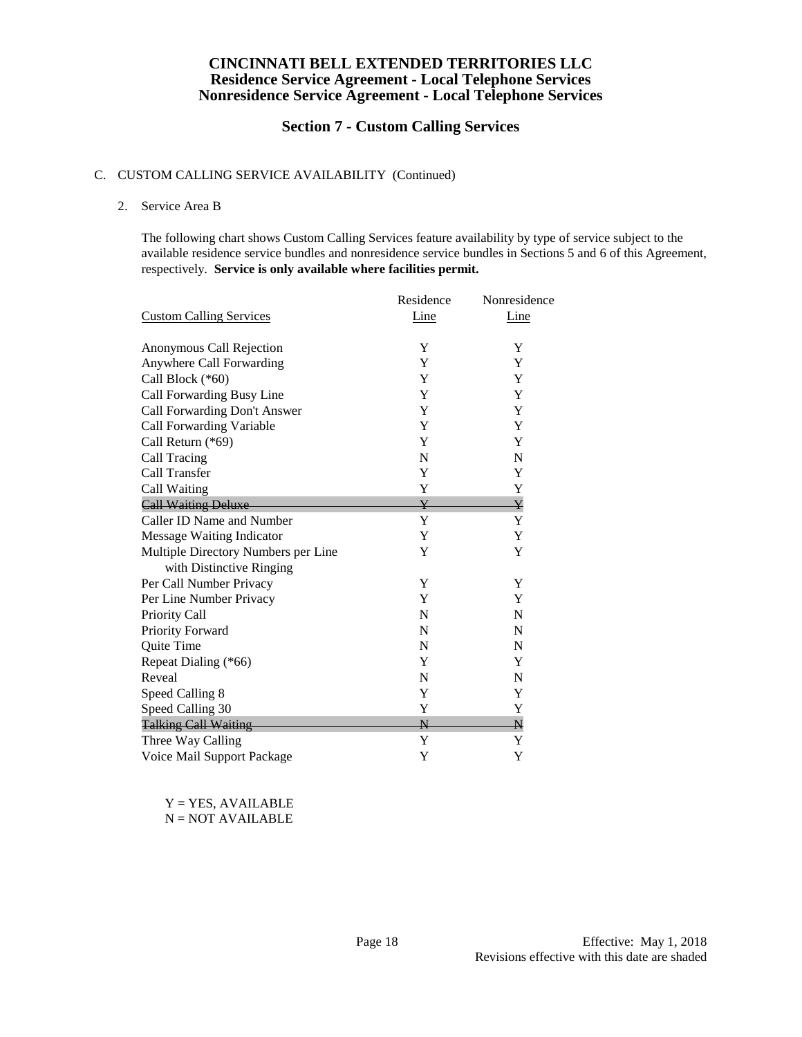**CINCINNATI BELL EXTENDED TERRITORIES LLC**
**Residence Service Agreement - Local Telephone Services**
**Nonresidence Service Agreement - Local Telephone Services**

## Section 7 - Custom Calling Services

C. CUSTOM CALLING SERVICE AVAILABILITY (Continued)

2. Service Area B

The following chart shows Custom Calling Services feature availability by type of service subject to the available residence service bundles and nonresidence service bundles in Sections 5 and 6 of this Agreement, respectively. **Service is only available where facilities permit.**

| Custom Calling Services | Residence Line | Nonresidence Line |
|---|---|---|
| Anonymous Call Rejection | Y | Y |
| Anywhere Call Forwarding | Y | Y |
| Call Block (*60) | Y | Y |
| Call Forwarding Busy Line | Y | Y |
| Call Forwarding Don't Answer | Y | Y |
| Call Forwarding Variable | Y | Y |
| Call Return (*69) | Y | Y |
| Call Tracing | N | N |
| Call Transfer | Y | Y |
| Call Waiting | Y | Y |
| ~~Call Waiting Deluxe~~ | ~~Y~~ | ~~Y~~ |
| Caller ID Name and Number | Y | Y |
| Message Waiting Indicator | Y | Y |
| Multiple Directory Numbers per Line with Distinctive Ringing | Y | Y |
| Per Call Number Privacy | Y | Y |
| Per Line Number Privacy | Y | Y |
| Priority Call | N | N |
| Priority Forward | N | N |
| Quite Time | N | N |
| Repeat Dialing (*66) | Y | Y |
| Reveal | N | N |
| Speed Calling 8 | Y | Y |
| Speed Calling 30 | Y | Y |
| ~~Talking Call Waiting~~ | ~~N~~ | ~~N~~ |
| Three Way Calling | Y | Y |
| Voice Mail Support Package | Y | Y |

Y = YES, AVAILABLE
N = NOT AVAILABLE

Effective: May 1, 2018
Revisions effective with this date are shaded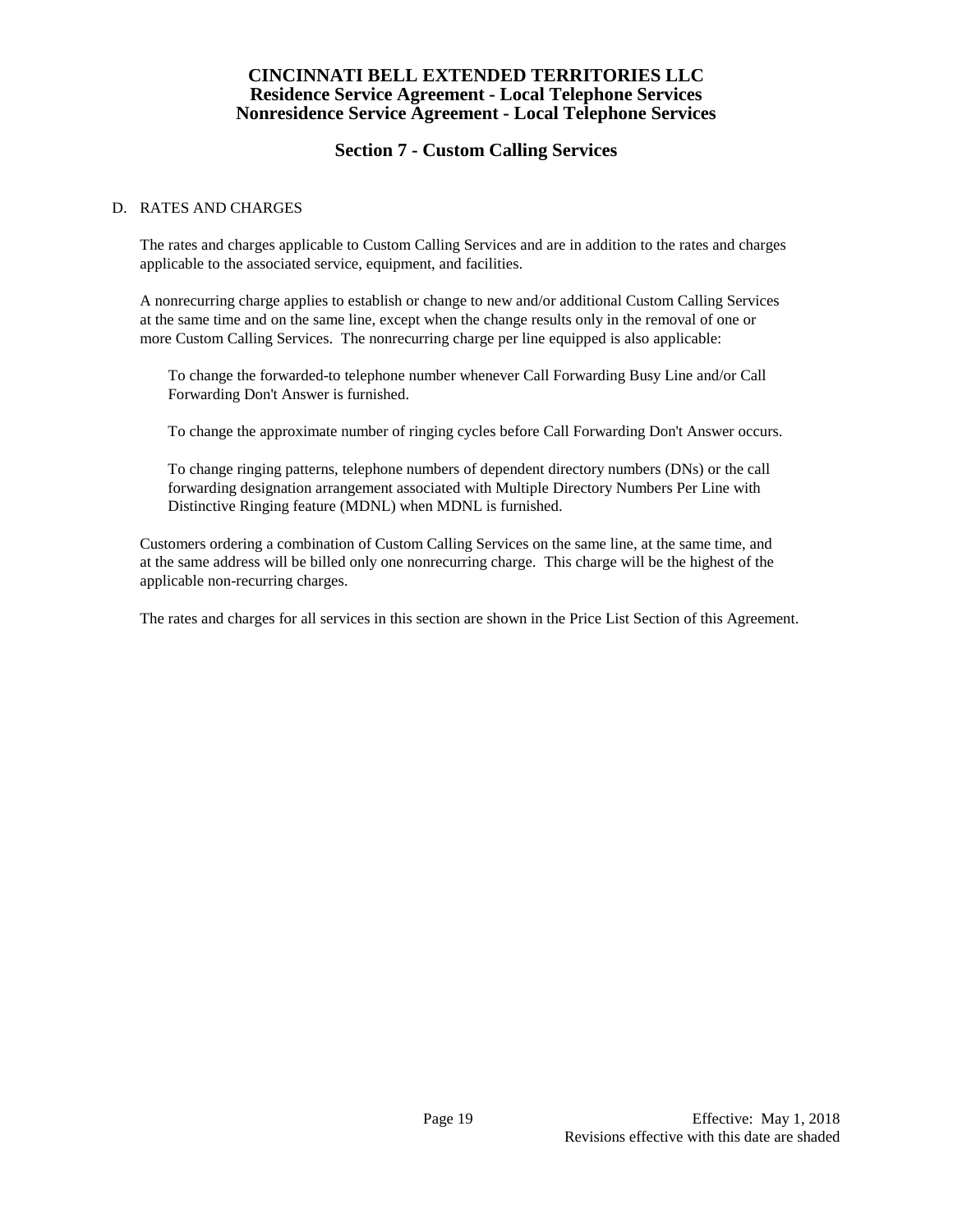# CINCINNATI BELL EXTENDED TERRITORIES LLC
## Residence Service Agreement - Local Telephone Services
## Nonresidence Service Agreement - Local Telephone Services

## Section 7 - Custom Calling Services

D. RATES AND CHARGES

The rates and charges applicable to Custom Calling Services and are in addition to the rates and charges applicable to the associated service, equipment, and facilities.

A nonrecurring charge applies to establish or change to new and/or additional Custom Calling Services at the same time and on the same line, except when the change results only in the removal of one or more Custom Calling Services. The nonrecurring charge per line equipped is also applicable:

To change the forwarded-to telephone number whenever Call Forwarding Busy Line and/or Call Forwarding Don't Answer is furnished.

To change the approximate number of ringing cycles before Call Forwarding Don't Answer occurs.

To change ringing patterns, telephone numbers of dependent directory numbers (DNs) or the call forwarding designation arrangement associated with Multiple Directory Numbers Per Line with Distinctive Ringing feature (MDNL) when MDNL is furnished.

Customers ordering a combination of Custom Calling Services on the same line, at the same time, and at the same address will be billed only one nonrecurring charge. This charge will be the highest of the applicable non-recurring charges.

The rates and charges for all services in this section are shown in the Price List Section of this Agreement.

Effective: May 1, 2018
Revisions effective with this date are shaded